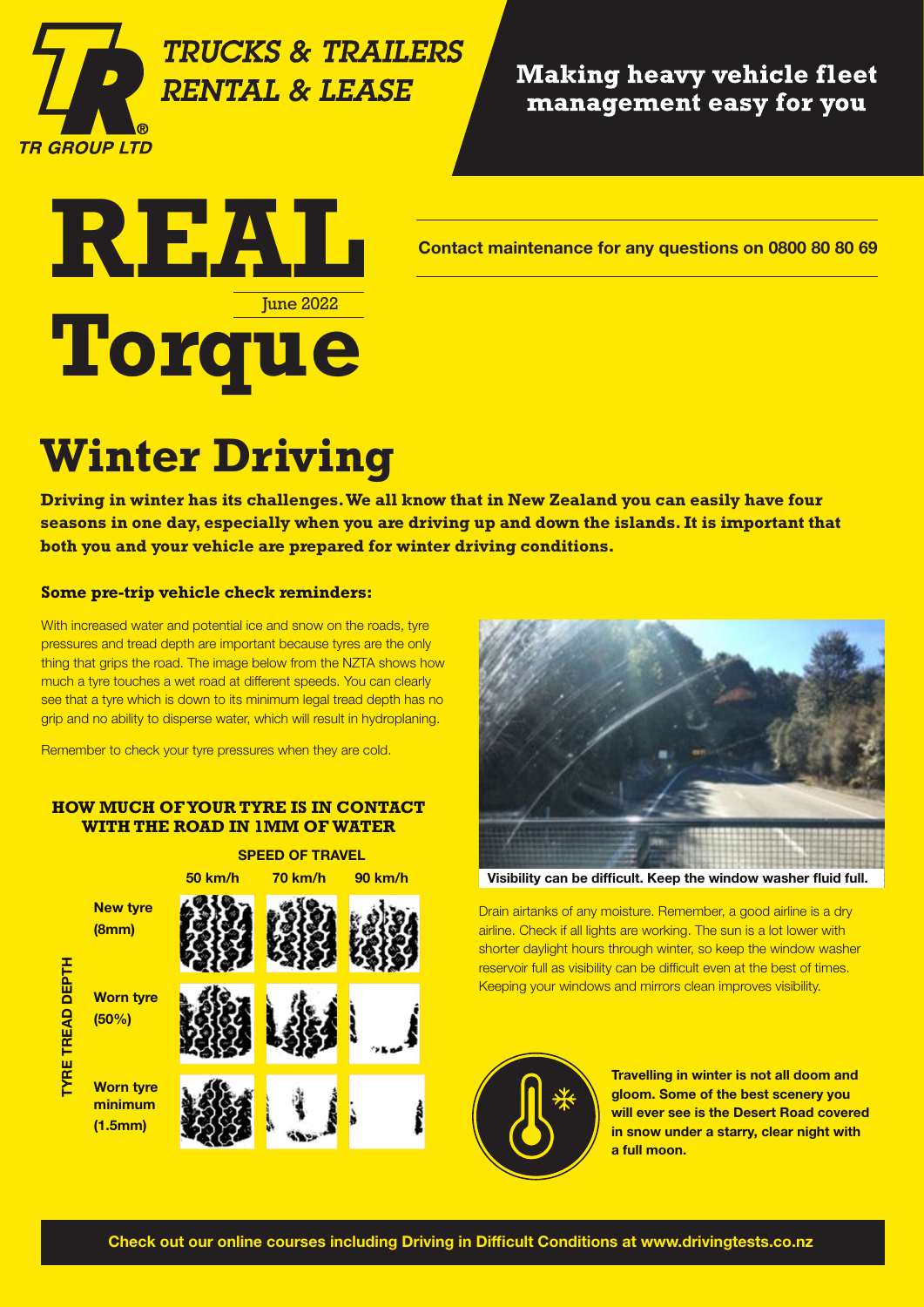TRUCKS & TRAILERS RENTAL & LEASE

TR GROUP LTD

**Making heavy vehicle fleet management easy for you**

# REAL Torque

June 2022

**Contact maintenance for any questions on 0800 80 80 69**

# Winter Driving

**Driving in winter has its challenges. We all know that in New Zealand you can easily have four seasons in one day, especially when you are driving up and down the islands. It is important that both you and your vehicle are prepared for winter driving conditions.**

### Some pre-trip vehicle check reminders:

With increased water and potential ice and snow on the roads, tyre pressures and tread depth are important because tyres are the only thing that grips the road. The image below from the NZTA shows how much a tyre touches a wet road at different speeds. You can clearly see that a tyre which is down to its minimum legal tread depth has no grip and no ability to disperse water, which will result in hydroplaning.

Remember to check your tyre pressures when they are cold.

**HOW MUCH OF YOUR TYRE IS IN CONTACT WITH THE ROAD IN 1MM OF WATER**

| TYRE TREAD DEPTH | SPEED OF TRAVEL | | |
|---|---|---|---|
| | 50 km/h | 70 km/h | 90 km/h |
| New tyre (8mm) | | | |
| Worn tyre (50%) | | | |
| Worn tyre minimum (1.5mm) | | | |

**Visibility can be difficult. Keep the window washer fluid full.**

Drain airtanks of any moisture. Remember, a good airline is a dry airline. Check if all lights are working. The sun is a lot lower with shorter daylight hours through winter, so keep the window washer reservoir full as visibility can be difficult even at the best of times. Keeping your windows and mirrors clean improves visibility.

**Travelling in winter is not all doom and gloom. Some of the best scenery you will ever see is the Desert Road covered in snow under a starry, clear night with a full moon.**

**Check out our online courses including Driving in Difficult Conditions at www.drivingtests.co.nz**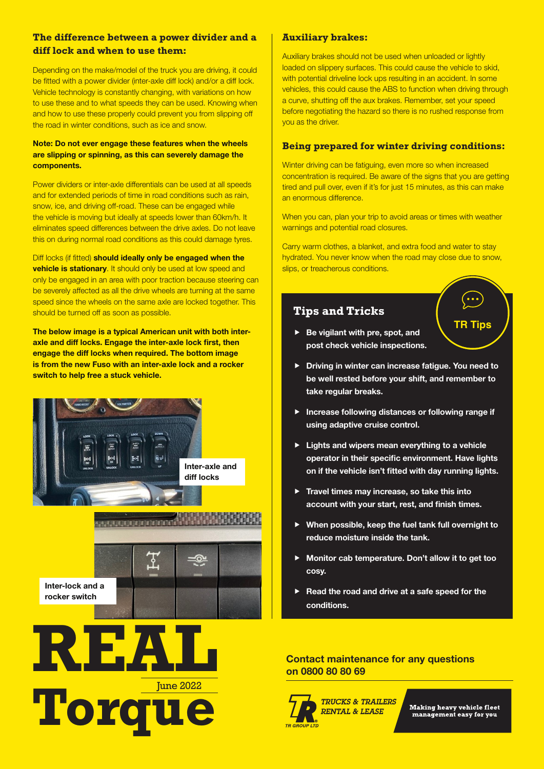## The difference between a power divider and a diff lock and when to use them:

Depending on the make/model of the truck you are driving, it could be fitted with a power divider (inter-axle diff lock) and/or a diff lock. Vehicle technology is constantly changing, with variations on how to use these and to what speeds they can be used. Knowing when and how to use these properly could prevent you from slipping off the road in winter conditions, such as ice and snow.

**Note: Do not ever engage these features when the wheels are slipping or spinning, as this can severely damage the components.**

Power dividers or inter-axle differentials can be used at all speeds and for extended periods of time in road conditions such as rain, snow, ice, and driving off-road. These can be engaged while the vehicle is moving but ideally at speeds lower than 60km/h. It eliminates speed differences between the drive axles. Do not leave this on during normal road conditions as this could damage tyres.

Diff locks (if fitted) **should ideally only be engaged when the vehicle is stationary**. It should only be used at low speed and only be engaged in an area with poor traction because steering can be severely affected as all the drive wheels are turning at the same speed since the wheels on the same axle are locked together. This should be turned off as soon as possible.

**The below image is a typical American unit with both inter-axle and diff locks. Engage the inter-axle lock first, then engage the diff locks when required. The bottom image is from the new Fuso with an inter-axle lock and a rocker switch to help free a stuck vehicle.**

Inter-axle and diff locks

Inter-lock and a rocker switch

## Auxiliary brakes:

Auxiliary brakes should not be used when unloaded or lightly loaded on slippery surfaces. This could cause the vehicle to skid, with potential driveline lock ups resulting in an accident. In some vehicles, this could cause the ABS to function when driving through a curve, shutting off the aux brakes. Remember, set your speed before negotiating the hazard so there is no rushed response from you as the driver.

## Being prepared for winter driving conditions:

Winter driving can be fatiguing, even more so when increased concentration is required. Be aware of the signs that you are getting tired and pull over, even if it's for just 15 minutes, as this can make an enormous difference.

When you can, plan your trip to avoid areas or times with weather warnings and potential road closures.

Carry warm clothes, a blanket, and extra food and water to stay hydrated. You never know when the road may close due to snow, slips, or treacherous conditions.

## Tips and Tricks

TR Tips

- **Be vigilant with pre, spot, and post check vehicle inspections.**
- **Driving in winter can increase fatigue. You need to be well rested before your shift, and remember to take regular breaks.**
- **Increase following distances or following range if using adaptive cruise control.**
- **Lights and wipers mean everything to a vehicle operator in their specific environment. Have lights on if the vehicle isn't fitted with day running lights.**
- **Travel times may increase, so take this into account with your start, rest, and finish times.**
- **When possible, keep the fuel tank full overnight to reduce moisture inside the tank.**
- **Monitor cab temperature. Don't allow it to get too cosy.**
- **Read the road and drive at a safe speed for the conditions.**

**Contact maintenance for any questions on 0800 80 80 69**

REAL Torque — June 2022

TRUCKS & TRAILERS RENTAL & LEASE — TR GROUP LTD

**Making heavy vehicle fleet management easy for you**